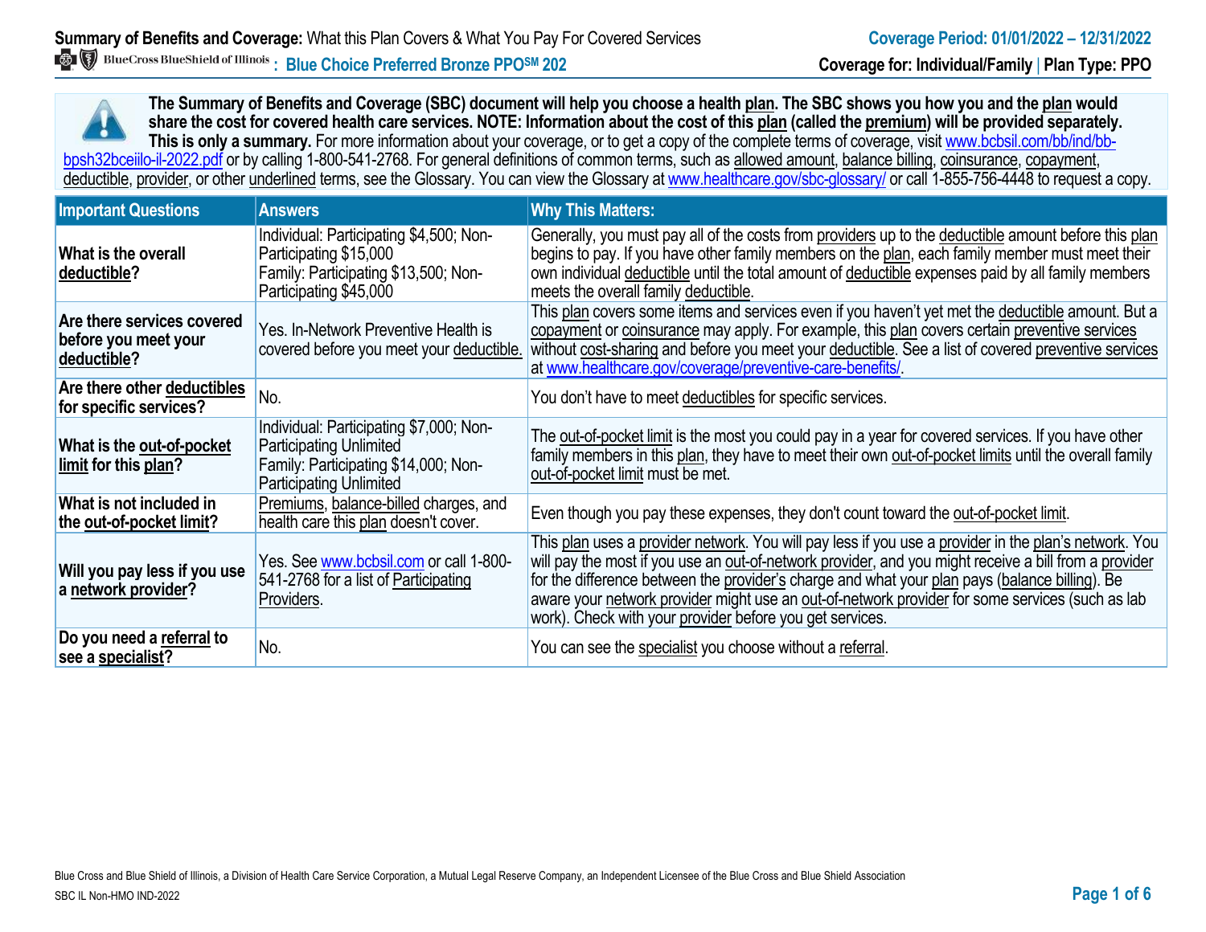**Summary of Benefits and Coverage:** What this Plan Covers & What You Pay For Covered Services

**Coverage Period: 01/01/2022 – 12/31/2022**

BlueCross BlueShield of Illinois : **Blue Choice Preferred Bronze PPO℠ 202**

**Coverage for: Individual/Family | Plan Type: PPO**

**The Summary of Benefits and Coverage (SBC) document will help you choose a health plan. The SBC shows you how you and the plan would share the cost for covered health care services. NOTE: Information about the cost of this plan (called the premium) will be provided separately. This is only a summary.** For more information about your coverage, or to get a copy of the complete terms of coverage, visit www.bcbsil.com/bb/ind/bb-bpsh32bceiilo-il-2022.pdf or by calling 1-800-541-2768. For general definitions of common terms, such as allowed amount, balance billing, coinsurance, copayment, deductible, provider, or other underlined terms, see the Glossary. You can view the Glossary at www.healthcare.gov/sbc-glossary/ or call 1-855-756-4448 to request a copy.

| Important Questions | Answers | Why This Matters: |
|---|---|---|
| **What is the overall deductible?** | Individual: Participating $4,500; Non-Participating $15,000<br>Family: Participating $13,500; Non-Participating $45,000 | Generally, you must pay all of the costs from providers up to the deductible amount before this plan begins to pay. If you have other family members on the plan, each family member must meet their own individual deductible until the total amount of deductible expenses paid by all family members meets the overall family deductible. |
| **Are there services covered before you meet your deductible?** | Yes. In-Network Preventive Health is covered before you meet your deductible. | This plan covers some items and services even if you haven't yet met the deductible amount. But a copayment or coinsurance may apply. For example, this plan covers certain preventive services without cost-sharing and before you meet your deductible. See a list of covered preventive services at www.healthcare.gov/coverage/preventive-care-benefits/. |
| **Are there other deductibles for specific services?** | No. | You don't have to meet deductibles for specific services. |
| **What is the out-of-pocket limit for this plan?** | Individual: Participating $7,000; Non-Participating Unlimited<br>Family: Participating $14,000; Non-Participating Unlimited | The out-of-pocket limit is the most you could pay in a year for covered services. If you have other family members in this plan, they have to meet their own out-of-pocket limits until the overall family out-of-pocket limit must be met. |
| **What is not included in the out-of-pocket limit?** | Premiums, balance-billed charges, and health care this plan doesn't cover. | Even though you pay these expenses, they don't count toward the out-of-pocket limit. |
| **Will you pay less if you use a network provider?** | Yes. See www.bcbsil.com or call 1-800-541-2768 for a list of Participating Providers. | This plan uses a provider network. You will pay less if you use a provider in the plan's network. You will pay the most if you use an out-of-network provider, and you might receive a bill from a provider for the difference between the provider's charge and what your plan pays (balance billing). Be aware your network provider might use an out-of-network provider for some services (such as lab work). Check with your provider before you get services. |
| **Do you need a referral to see a specialist?** | No. | You can see the specialist you choose without a referral. |

Blue Cross and Blue Shield of Illinois, a Division of Health Care Service Corporation, a Mutual Legal Reserve Company, an Independent Licensee of the Blue Cross and Blue Shield Association

SBC IL Non-HMO IND-2022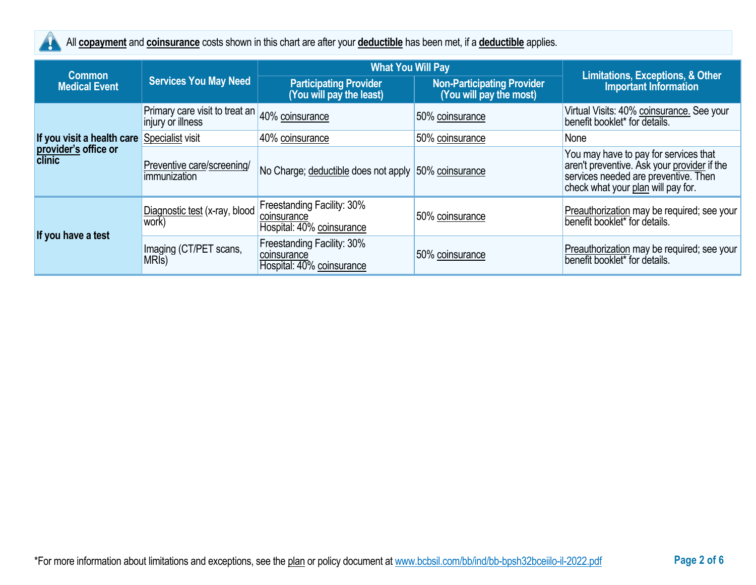All **copayment** and **coinsurance** costs shown in this chart are after your **deductible** has been met, if a **deductible** applies.

| Common Medical Event | Services You May Need | What You Will Pay | | Limitations, Exceptions, & Other Important Information |
|---|---|---|---|---|
| | | Participating Provider (You will pay the least) | Non-Participating Provider (You will pay the most) | |
| **If you visit a health care provider's office or clinic** | Primary care visit to treat an injury or illness | 40% coinsurance | 50% coinsurance | Virtual Visits: 40% coinsurance. See your benefit booklet* for details. |
| | Specialist visit | 40% coinsurance | 50% coinsurance | None |
| | Preventive care/screening/ immunization | No Charge; deductible does not apply | 50% coinsurance | You may have to pay for services that aren't preventive. Ask your provider if the services needed are preventive. Then check what your plan will pay for. |
| **If you have a test** | Diagnostic test (x-ray, blood work) | Freestanding Facility: 30% coinsurance<br>Hospital: 40% coinsurance | 50% coinsurance | Preauthorization may be required; see your benefit booklet* for details. |
| | Imaging (CT/PET scans, MRIs) | Freestanding Facility: 30% coinsurance<br>Hospital: 40% coinsurance | 50% coinsurance | Preauthorization may be required; see your benefit booklet* for details. |

*For more information about limitations and exceptions, see the plan or policy document at www.bcbsil.com/bb/ind/bb-bpsh32bceiilo-il-2022.pdf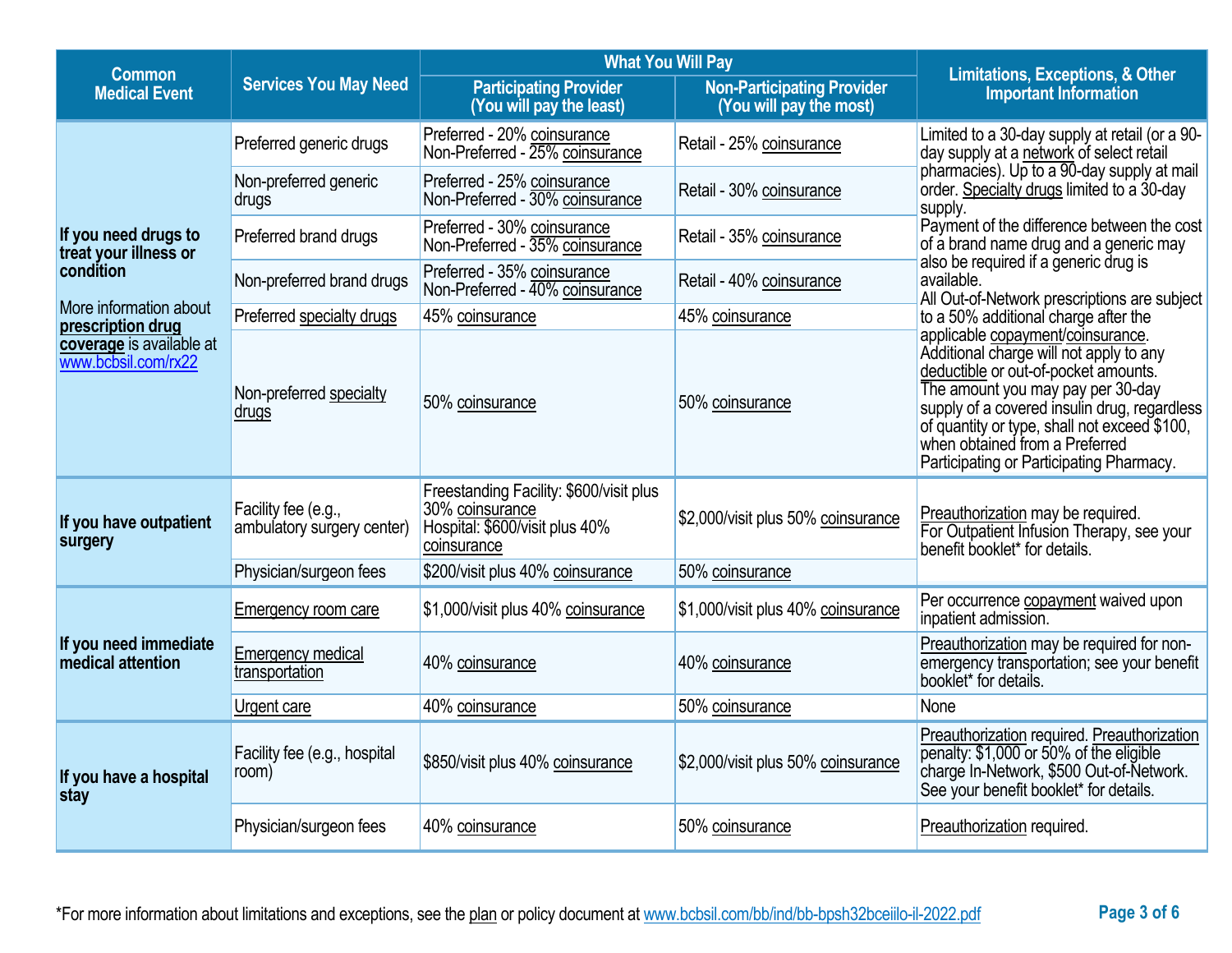| Common Medical Event | Services You May Need | What You Will Pay | | Limitations, Exceptions, & Other Important Information |
|---|---|---|---|---|
| | | Participating Provider (You will pay the least) | Non-Participating Provider (You will pay the most) | |
| **If you need drugs to treat your illness or condition**<br><br>More information about **prescription drug coverage** is available at www.bcbsil.com/rx22 | Preferred generic drugs | Preferred - 20% coinsurance<br>Non-Preferred - 25% coinsurance | Retail - 25% coinsurance | Limited to a 30-day supply at retail (or a 90-day supply at a network of select retail pharmacies). Up to a 90-day supply at mail order. Specialty drugs limited to a 30-day supply.<br>Payment of the difference between the cost of a brand name drug and a generic may also be required if a generic drug is available.<br>All Out-of-Network prescriptions are subject to a 50% additional charge after the applicable copayment/coinsurance. Additional charge will not apply to any deductible or out-of-pocket amounts.<br>The amount you may pay per 30-day supply of a covered insulin drug, regardless of quantity or type, shall not exceed $100, when obtained from a Preferred Participating or Participating Pharmacy. |
| | Non-preferred generic drugs | Preferred - 25% coinsurance<br>Non-Preferred - 30% coinsurance | Retail - 30% coinsurance | |
| | Preferred brand drugs | Preferred - 30% coinsurance<br>Non-Preferred - 35% coinsurance | Retail - 35% coinsurance | |
| | Non-preferred brand drugs | Preferred - 35% coinsurance<br>Non-Preferred - 40% coinsurance | Retail - 40% coinsurance | |
| | Preferred specialty drugs | 45% coinsurance | 45% coinsurance | |
| | Non-preferred specialty drugs | 50% coinsurance | 50% coinsurance | |
| **If you have outpatient surgery** | Facility fee (e.g., ambulatory surgery center) | Freestanding Facility: $600/visit plus 30% coinsurance<br>Hospital: $600/visit plus 40% coinsurance | $2,000/visit plus 50% coinsurance | Preauthorization may be required.<br>For Outpatient Infusion Therapy, see your benefit booklet* for details. |
| | Physician/surgeon fees | $200/visit plus 40% coinsurance | 50% coinsurance | |
| **If you need immediate medical attention** | Emergency room care | $1,000/visit plus 40% coinsurance | $1,000/visit plus 40% coinsurance | Per occurrence copayment waived upon inpatient admission. |
| | Emergency medical transportation | 40% coinsurance | 40% coinsurance | Preauthorization may be required for non-emergency transportation; see your benefit booklet* for details. |
| | Urgent care | 40% coinsurance | 50% coinsurance | None |
| **If you have a hospital stay** | Facility fee (e.g., hospital room) | $850/visit plus 40% coinsurance | $2,000/visit plus 50% coinsurance | Preauthorization required. Preauthorization penalty: $1,000 or 50% of the eligible charge In-Network, $500 Out-of-Network. See your benefit booklet* for details. |
| | Physician/surgeon fees | 40% coinsurance | 50% coinsurance | Preauthorization required. |

*For more information about limitations and exceptions, see the plan or policy document at www.bcbsil.com/bb/ind/bb-bpsh32bceiilo-il-2022.pdf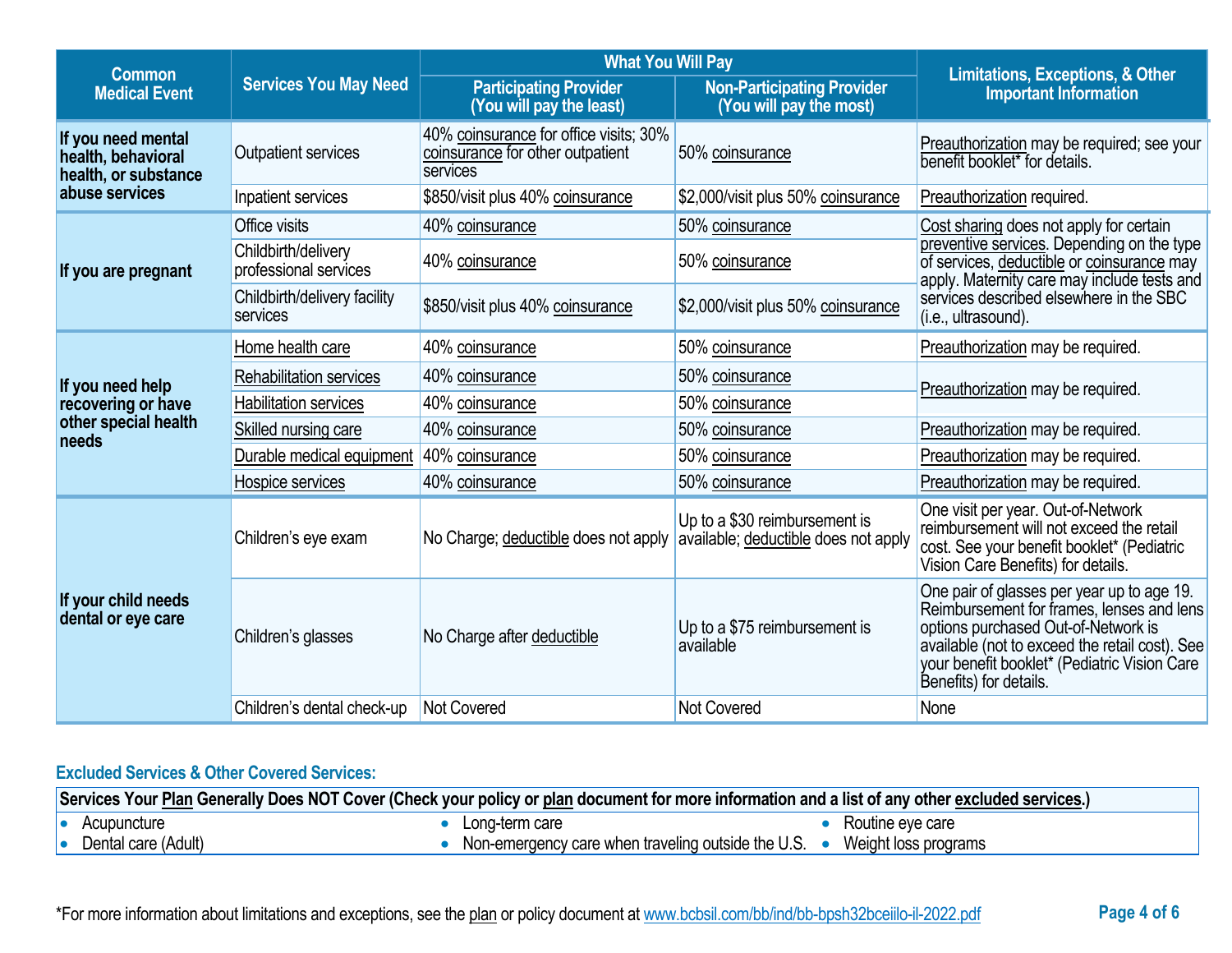| Common Medical Event | Services You May Need | What You Will Pay | | Limitations, Exceptions, & Other Important Information |
|---|---|---|---|---|
| | | Participating Provider (You will pay the least) | Non-Participating Provider (You will pay the most) | |
| If you need mental health, behavioral health, or substance abuse services | Outpatient services | 40% coinsurance for office visits; 30% coinsurance for other outpatient services | 50% coinsurance | Preauthorization may be required; see your benefit booklet* for details. |
| | Inpatient services | $850/visit plus 40% coinsurance | $2,000/visit plus 50% coinsurance | Preauthorization required. |
| If you are pregnant | Office visits | 40% coinsurance | 50% coinsurance | Cost sharing does not apply for certain preventive services. Depending on the type of services, deductible or coinsurance may apply. Maternity care may include tests and services described elsewhere in the SBC (i.e., ultrasound). |
| | Childbirth/delivery professional services | 40% coinsurance | 50% coinsurance | |
| | Childbirth/delivery facility services | $850/visit plus 40% coinsurance | $2,000/visit plus 50% coinsurance | |
| If you need help recovering or have other special health needs | Home health care | 40% coinsurance | 50% coinsurance | Preauthorization may be required. |
| | Rehabilitation services | 40% coinsurance | 50% coinsurance | Preauthorization may be required. |
| | Habilitation services | 40% coinsurance | 50% coinsurance | |
| | Skilled nursing care | 40% coinsurance | 50% coinsurance | Preauthorization may be required. |
| | Durable medical equipment | 40% coinsurance | 50% coinsurance | Preauthorization may be required. |
| | Hospice services | 40% coinsurance | 50% coinsurance | Preauthorization may be required. |
| If your child needs dental or eye care | Children's eye exam | No Charge; deductible does not apply | Up to a $30 reimbursement is available; deductible does not apply | One visit per year. Out-of-Network reimbursement will not exceed the retail cost. See your benefit booklet* (Pediatric Vision Care Benefits) for details. |
| | Children's glasses | No Charge after deductible | Up to a $75 reimbursement is available | One pair of glasses per year up to age 19. Reimbursement for frames, lenses and lens options purchased Out-of-Network is available (not to exceed the retail cost). See your benefit booklet* (Pediatric Vision Care Benefits) for details. |
| | Children's dental check-up | Not Covered | Not Covered | None |

## Excluded Services & Other Covered Services:

**Services Your Plan Generally Does NOT Cover (Check your policy or plan document for more information and a list of any other excluded services.)**

- Acupuncture
- Dental care (Adult)
- Long-term care
- Non-emergency care when traveling outside the U.S.
- Routine eye care
- Weight loss programs

*For more information about limitations and exceptions, see the plan or policy document at www.bcbsil.com/bb/ind/bb-bpsh32bceiilo-il-2022.pdf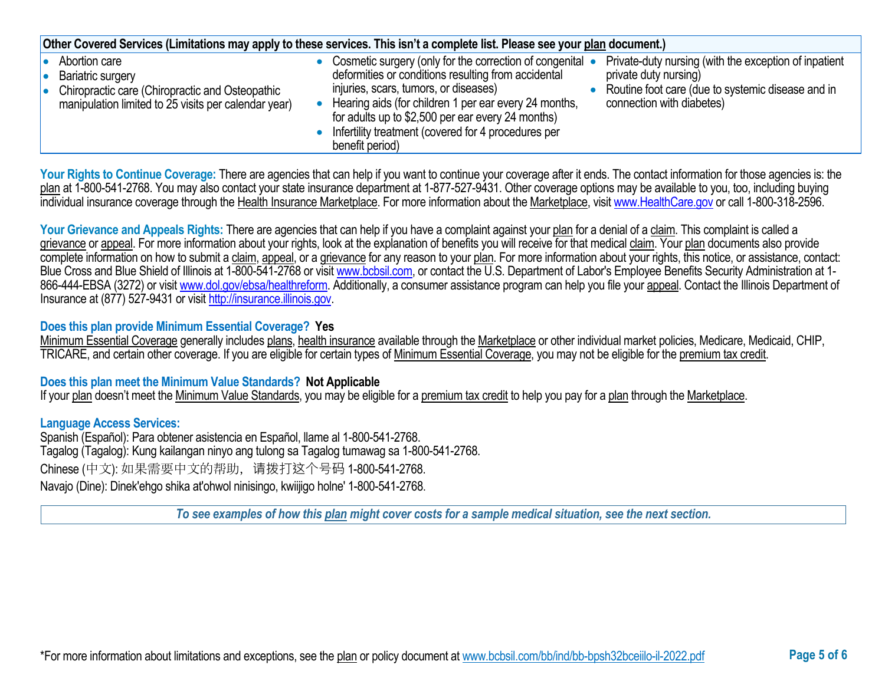| Other Covered Services (Limitations may apply to these services. This isn't a complete list. Please see your plan document.) | | |
|---|---|---|
| • Abortion care<br>• Bariatric surgery<br>• Chiropractic care (Chiropractic and Osteopathic manipulation limited to 25 visits per calendar year) | • Cosmetic surgery (only for the correction of congenital deformities or conditions resulting from accidental injuries, scars, tumors, or diseases)<br>• Hearing aids (for children 1 per ear every 24 months, for adults up to $2,500 per ear every 24 months)<br>• Infertility treatment (covered for 4 procedures per benefit period) | • Private-duty nursing (with the exception of inpatient private duty nursing)<br>• Routine foot care (due to systemic disease and in connection with diabetes) |

**Your Rights to Continue Coverage:** There are agencies that can help if you want to continue your coverage after it ends. The contact information for those agencies is: the plan at 1-800-541-2768. You may also contact your state insurance department at 1-877-527-9431. Other coverage options may be available to you, too, including buying individual insurance coverage through the Health Insurance Marketplace. For more information about the Marketplace, visit www.HealthCare.gov or call 1-800-318-2596.

**Your Grievance and Appeals Rights:** There are agencies that can help if you have a complaint against your plan for a denial of a claim. This complaint is called a grievance or appeal. For more information about your rights, look at the explanation of benefits you will receive for that medical claim. Your plan documents also provide complete information on how to submit a claim, appeal, or a grievance for any reason to your plan. For more information about your rights, this notice, or assistance, contact: Blue Cross and Blue Shield of Illinois at 1-800-541-2768 or visit www.bcbsil.com, or contact the U.S. Department of Labor's Employee Benefits Security Administration at 1-866-444-EBSA (3272) or visit www.dol.gov/ebsa/healthreform. Additionally, a consumer assistance program can help you file your appeal. Contact the Illinois Department of Insurance at (877) 527-9431 or visit http://insurance.illinois.gov.

**Does this plan provide Minimum Essential Coverage? Yes**

Minimum Essential Coverage generally includes plans, health insurance available through the Marketplace or other individual market policies, Medicare, Medicaid, CHIP, TRICARE, and certain other coverage. If you are eligible for certain types of Minimum Essential Coverage, you may not be eligible for the premium tax credit.

**Does this plan meet the Minimum Value Standards? Not Applicable**

If your plan doesn't meet the Minimum Value Standards, you may be eligible for a premium tax credit to help you pay for a plan through the Marketplace.

**Language Access Services:**

Spanish (Español): Para obtener asistencia en Español, llame al 1-800-541-2768.
Tagalog (Tagalog): Kung kailangan ninyo ang tulong sa Tagalog tumawag sa 1-800-541-2768.
Chinese (中文): 如果需要中文的帮助，请拨打这个号码 1-800-541-2768.
Navajo (Dine): Dinek'ehgo shika at'ohwol ninisingo, kwiijigo holne' 1-800-541-2768.

***To see examples of how this plan might cover costs for a sample medical situation, see the next section.***

*For more information about limitations and exceptions, see the plan or policy document at www.bcbsil.com/bb/ind/bb-bpsh32bceiilo-il-2022.pdf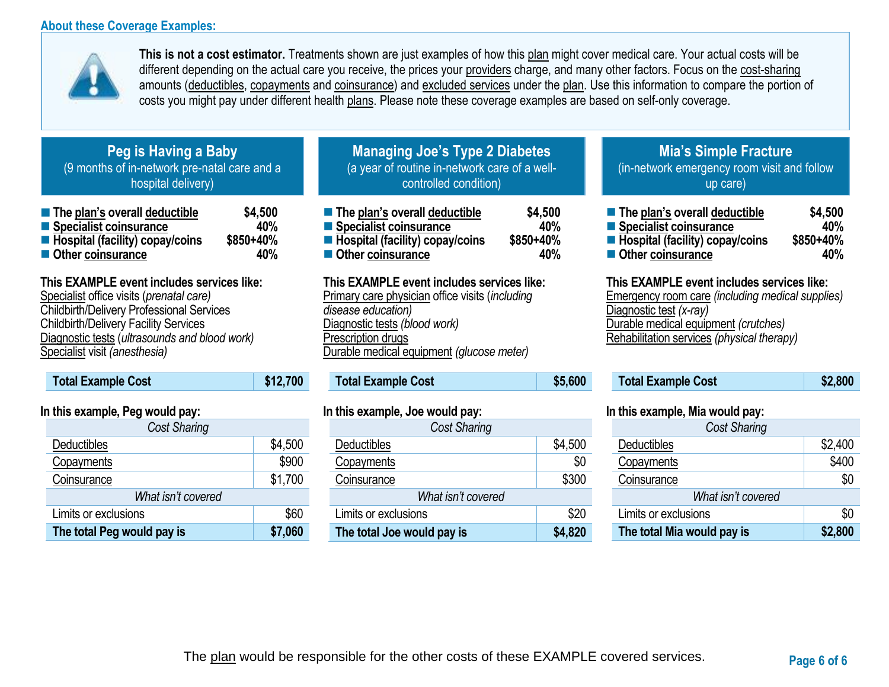## About these Coverage Examples:

**This is not a cost estimator.** Treatments shown are just examples of how this plan might cover medical care. Your actual costs will be different depending on the actual care you receive, the prices your providers charge, and many other factors. Focus on the cost-sharing amounts (deductibles, copayments and coinsurance) and excluded services under the plan. Use this information to compare the portion of costs you might pay under different health plans. Please note these coverage examples are based on self-only coverage.

### Peg is Having a Baby
(9 months of in-network pre-natal care and a hospital delivery)

- **The plan's overall deductible** **$4,500**
- **Specialist coinsurance** **40%**
- **Hospital (facility) copay/coins** **$850+40%**
- **Other coinsurance** **40%**

**This EXAMPLE event includes services like:**
Specialist office visits (*prenatal care)*
Childbirth/Delivery Professional Services
Childbirth/Delivery Facility Services
Diagnostic tests (*ultrasounds and blood work)*
Specialist visit *(anesthesia)*

| **Total Example Cost** | **$12,700** |
|---|---|

**In this example, Peg would pay:**

| *Cost Sharing* | |
|---|---|
| Deductibles | $4,500 |
| Copayments | $900 |
| Coinsurance | $1,700 |
| *What isn't covered* | |
| Limits or exclusions | $60 |
| **The total Peg would pay is** | **$7,060** |

### Managing Joe's Type 2 Diabetes
(a year of routine in-network care of a well-controlled condition)

- **The plan's overall deductible** **$4,500**
- **Specialist coinsurance** **40%**
- **Hospital (facility) copay/coins** **$850+40%**
- **Other coinsurance** **40%**

**This EXAMPLE event includes services like:**
Primary care physician office visits (*including disease education)*
Diagnostic tests *(blood work)*
Prescription drugs
Durable medical equipment *(glucose meter)*

| **Total Example Cost** | **$5,600** |
|---|---|

**In this example, Joe would pay:**

| *Cost Sharing* | |
|---|---|
| Deductibles | $4,500 |
| Copayments | $0 |
| Coinsurance | $300 |
| *What isn't covered* | |
| Limits or exclusions | $20 |
| **The total Joe would pay is** | **$4,820** |

### Mia's Simple Fracture
(in-network emergency room visit and follow up care)

- **The plan's overall deductible** **$4,500**
- **Specialist coinsurance** **40%**
- **Hospital (facility) copay/coins** **$850+40%**
- **Other coinsurance** **40%**

**This EXAMPLE event includes services like:**
Emergency room care *(including medical supplies)*
Diagnostic test *(x-ray)*
Durable medical equipment *(crutches)*
Rehabilitation services *(physical therapy)*

| **Total Example Cost** | **$2,800** |
|---|---|

**In this example, Mia would pay:**

| *Cost Sharing* | |
|---|---|
| Deductibles | $2,400 |
| Copayments | $400 |
| Coinsurance | $0 |
| *What isn't covered* | |
| Limits or exclusions | $0 |
| **The total Mia would pay is** | **$2,800** |

The plan would be responsible for the other costs of these EXAMPLE covered services.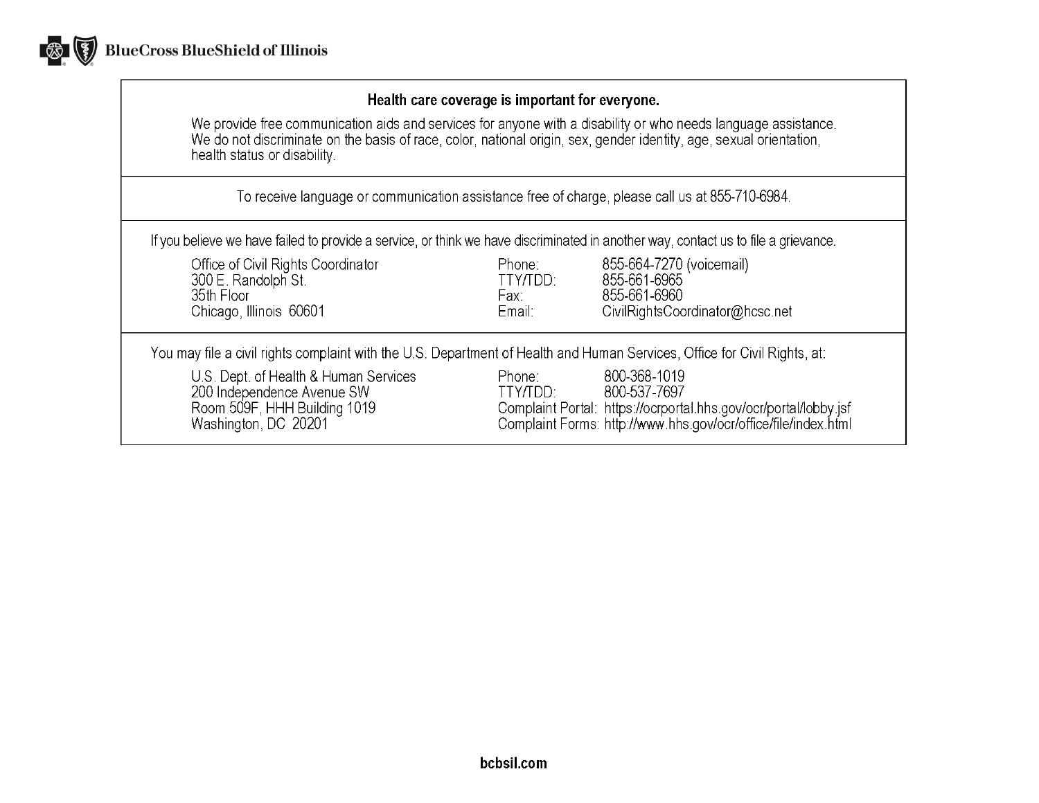BlueCross BlueShield of Illinois

**Health care coverage is important for everyone.**

We provide free communication aids and services for anyone with a disability or who needs language assistance. We do not discriminate on the basis of race, color, national origin, sex, gender identity, age, sexual orientation, health status or disability.

To receive language or communication assistance free of charge, please call us at 855-710-6984.

If you believe we have failed to provide a service, or think we have discriminated in another way, contact us to file a grievance.

| | | |
|---|---|---|
| Office of Civil Rights Coordinator | Phone: | 855-664-7270 (voicemail) |
| 300 E. Randolph St. | TTY/TDD: | 855-661-6965 |
| 35th Floor | Fax: | 855-661-6960 |
| Chicago, Illinois 60601 | Email: | CivilRightsCoordinator@hcsc.net |

You may file a civil rights complaint with the U.S. Department of Health and Human Services, Office for Civil Rights, at:

| | | |
|---|---|---|
| U.S. Dept. of Health & Human Services | Phone: | 800-368-1019 |
| 200 Independence Avenue SW | TTY/TDD: | 800-537-7697 |
| Room 509F, HHH Building 1019 | Complaint Portal: | https://ocrportal.hhs.gov/ocr/portal/lobby.jsf |
| Washington, DC 20201 | Complaint Forms: | http://www.hhs.gov/ocr/office/file/index.html |

**bcbsil.com**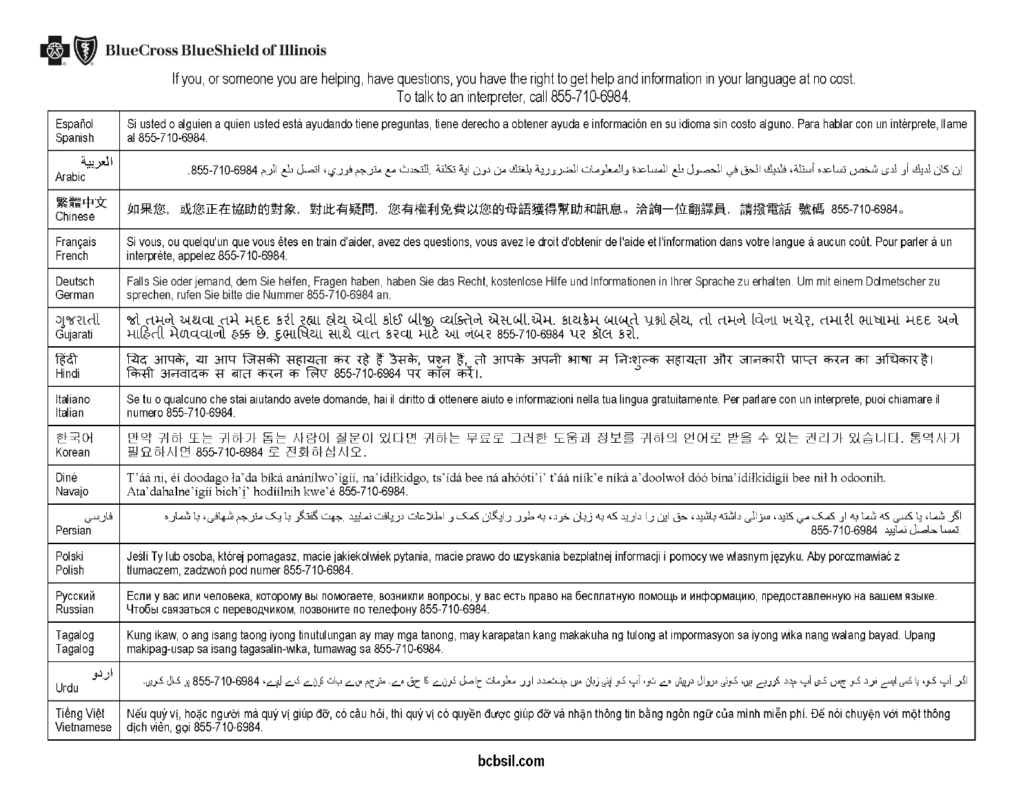BlueCross BlueShield of Illinois

If you, or someone you are helping, have questions, you have the right to get help and information in your language at no cost. To talk to an interpreter, call 855-710-6984.

| | |
|---|---|
| Español Spanish | Si usted o alguien a quien usted está ayudando tiene preguntas, tiene derecho a obtener ayuda e información en su idioma sin costo alguno. Para hablar con un intérprete, llame al 855-710-6984. |
| العربية Arabic | إن كان لديك أو لدى شخص تساعده أسئلة، فلديك الحق في الحصول على المساعدة والمعلومات الضرورية بلغتك من دون اية تكلفة .للتحدث مع مترجم فوري، اتصل على الرقم 855-710-6984. |
| 繁體中文 Chinese | 如果您，或您正在協助的對象，對此有疑問，您有權利免費以您的母語獲得幫助和訊息。洽詢一位翻譯員，請撥電話 號碼 855-710-6984。 |
| Français French | Si vous, ou quelqu'un que vous êtes en train d'aider, avez des questions, vous avez le droit d'obtenir de l'aide et l'information dans votre langue à aucun coût. Pour parler à un interprète, appelez 855-710-6984. |
| Deutsch German | Falls Sie oder jemand, dem Sie helfen, Fragen haben, haben Sie das Recht, kostenlose Hilfe und Informationen in Ihrer Sprache zu erhalten. Um mit einem Dolmetscher zu sprechen, rufen Sie bitte die Nummer 855-710-6984 an. |
| ગુજરાતી Gujarati | જો તમને અથવા તમે મદદ કરી રહ્યા હોય એવી કોઈ બીજી વ્યક્તિને એસ.બી.એમ. કાયક્રમ બાબતે પ્રશ્નો હોય, તો તમને વિના ખચેર, તમારી ભાષામાં મદદ અને માહિતી મેળવવાનો હક્ક છે. દુભાષિયા સાથે વાત કરવા માટે આ નંબર 855-710-6984 પર કૉલ કરો. |
| हिंदी Hindi | यदि आपके, या आप जिसकी सहायता कर रहे हैं उसके, प्रश्न हैं, तो आपके अपनी भाषा म निःशुल्क सहायता और जानकारी प्राप्त करन का अधिकार है। किसी अनवादक स बात करन क लिए 855-710-6984 पर कॉल करें। |
| Italiano Italian | Se tu o qualcuno che stai aiutando avete domande, hai il diritto di ottenere aiuto e informazioni nella tua lingua gratuitamente. Per parlare con un interprete, puoi chiamare il numero 855-710-6984. |
| 한국어 Korean | 만약 귀하 또는 귀하가 돕는 사람이 질문이 있다면 귀하는 무료로 그러한 도움과 정보를 귀하의 언어로 받을 수 있는 권리가 있습니다. 통역사가 필요하시면 855-710-6984 로 전화하십시오. |
| Diné Navajo | T'áá ni, éí doodago ła'da bíká anánílwo'ígíí, na'ídíłkidgo, ts'ídá bee ná ahóóti'i' t'áá níík'e níká a'doolwoł dóó bína'ídíłkidígíí bee nił h odoonih. Ata'dahalne'ígíí bich'į' hodíílnih kwe'é 855-710-6984. |
| فارسی Persian | اگر شما، یا کسی که شما به او کمک می کنید، سؤالی داشته باشید، حق این را دارید که به زبان خود، به طور رایگان کمک و اطلاعات دریافت نمایید. جهت گفتگو با یک مترجم شفاهی، با شماره 855-710-6984 تمسا حاصل نمایید. |
| Polski Polish | Jeśli Ty lub osoba, której pomagasz, macie jakiekolwiek pytania, macie prawo do uzyskania bezpłatnej informacji i pomocy we własnym języku. Aby porozmawiać z tłumaczem, zadzwoń pod numer 855-710-6984. |
| Русский Russian | Если у вас или человека, которому вы помогаете, возникли вопросы, у вас есть право на бесплатную помощь и информацию, предоставленную на вашем языке. Чтобы связаться с переводчиком, позвоните по телефону 855-710-6984. |
| Tagalog Tagalog | Kung ikaw, o ang isang taong iyong tinutulungan ay may mga tanong, may karapatan kang makakuha ng tulong at impormasyon sa iyong wika nang walang bayad. Upang makipag-usap sa isang tagasalin-wika, tumawag sa 855-710-6984. |
| اردو Urdu | اگر آپ کو، یا کسی ایسے فرد کو جس کی آپ مدد کررہے ہیں، کوئی سوال درپیش ہے تو، آپ کو اپنی زبان میں مفت مدد اور معلومات حاصل کرنے کا حق ہے۔ مترجم سے بات کرنے کے لیے، 855-710-6984 پر کال کریں۔ |
| Tiếng Việt Vietnamese | Nếu quý vị, hoặc người mà quý vị giúp đỡ, có câu hỏi, thì quý vị có quyền được giúp đỡ và nhận thông tin bằng ngôn ngữ của mình miễn phí. Để nói chuyện với một thông dịch viên, gọi 855-710-6984. |

bcbsil.com